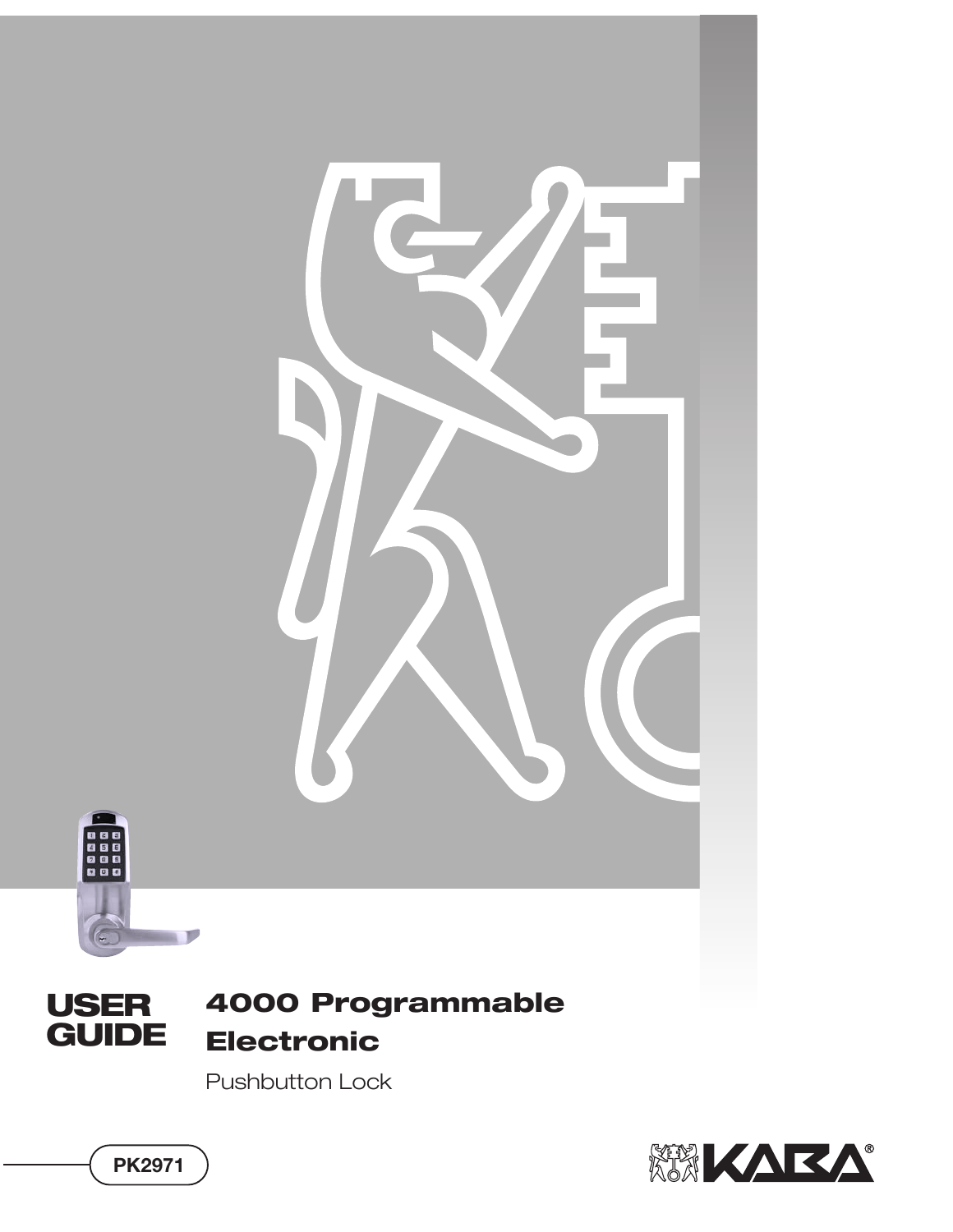# USER GUIDE

## 4000 Programmable Electronic

Pushbutton Lock

PK2971

KABA®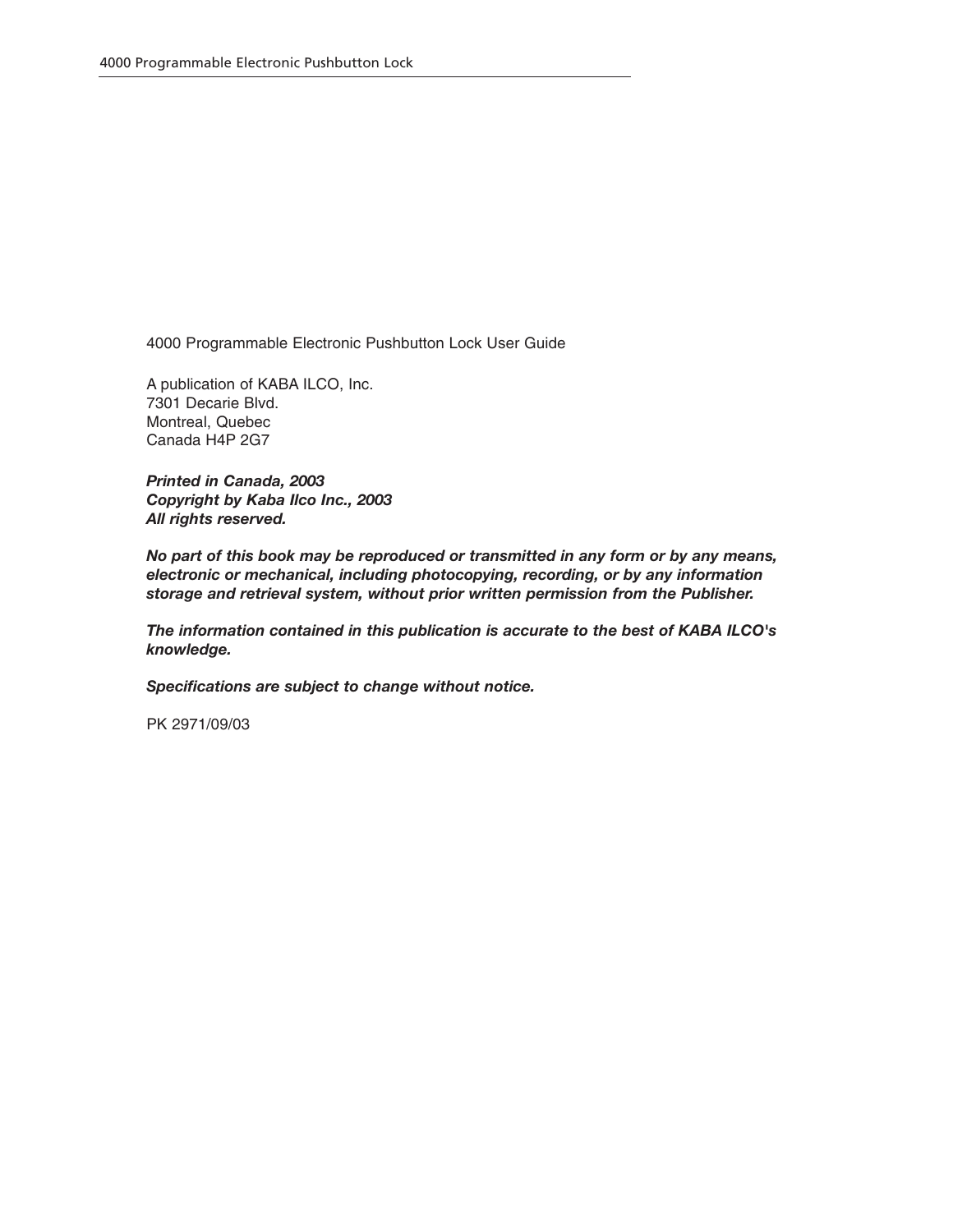4000 Programmable Electronic Pushbutton Lock User Guide

A publication of KABA ILCO, Inc.
7301 Decarie Blvd.
Montreal, Quebec
Canada H4P 2G7

***Printed in Canada, 2003***
***Copyright by Kaba Ilco Inc., 2003***
***All rights reserved.***

***No part of this book may be reproduced or transmitted in any form or by any means, electronic or mechanical, including photocopying, recording, or by any information storage and retrieval system, without prior written permission from the Publisher.***

***The information contained in this publication is accurate to the best of KABA ILCO's knowledge.***

***Specifications are subject to change without notice.***

PK 2971/09/03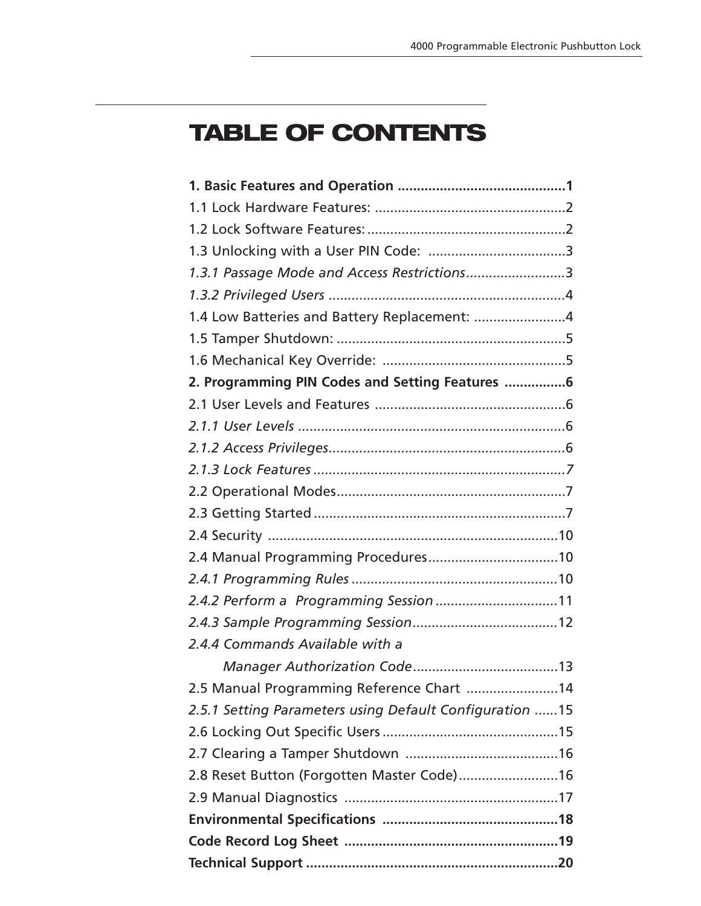# TABLE OF CONTENTS

**1. Basic Features and Operation ............................................1**

1.1 Lock Hardware Features: ..................................................2

1.2 Lock Software Features:....................................................2

1.3 Unlocking with a User PIN Code: ....................................3

*1.3.1 Passage Mode and Access Restrictions..........................3*

*1.3.2 Privileged Users .............................................................4*

1.4 Low Batteries and Battery Replacement: ........................4

1.5 Tamper Shutdown: ............................................................5

1.6 Mechanical Key Override: ................................................5

**2. Programming PIN Codes and Setting Features ................6**

2.1 User Levels and Features ..................................................6

*2.1.1 User Levels ......................................................................6*

*2.1.2 Access Privileges.............................................................6*

*2.1.3 Lock Features ..................................................................7*

2.2 Operational Modes............................................................7

2.3 Getting Started ..................................................................7

2.4 Security ............................................................................10

2.4 Manual Programming Procedures..................................10

*2.4.1 Programming Rules ......................................................10*

*2.4.2 Perform a Programming Session ................................11*

*2.4.3 Sample Programming Session......................................12*

*2.4.4 Commands Available with a Manager Authorization Code......................................13*

2.5 Manual Programming Reference Chart ........................14

*2.5.1 Setting Parameters using Default Configuration ......15*

2.6 Locking Out Specific Users ..............................................15

2.7 Clearing a Tamper Shutdown ........................................16

2.8 Reset Button (Forgotten Master Code)..........................16

2.9 Manual Diagnostics ........................................................17

**Environmental Specifications .............................................18**

**Code Record Log Sheet ........................................................19**

**Technical Support .................................................................20**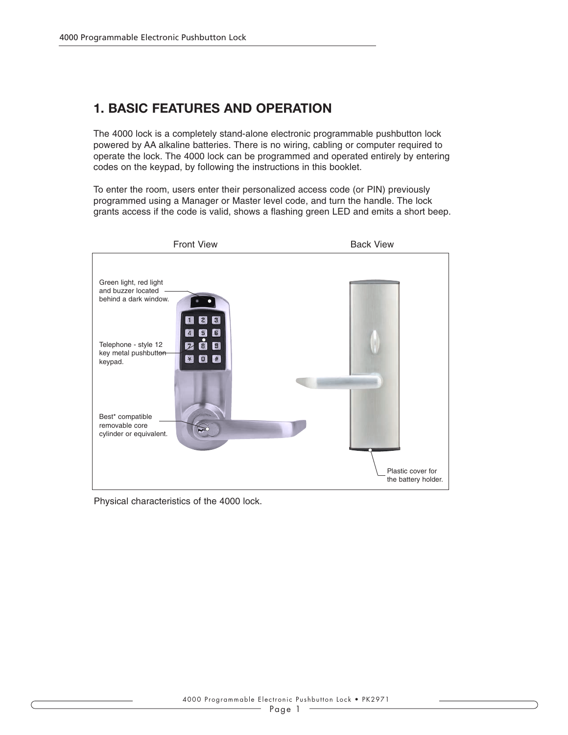# 1. BASIC FEATURES AND OPERATION

The 4000 lock is a completely stand-alone electronic programmable pushbutton lock powered by AA alkaline batteries. There is no wiring, cabling or computer required to operate the lock. The 4000 lock can be programmed and operated entirely by entering codes on the keypad, by following the instructions in this booklet.

To enter the room, users enter their personalized access code (or PIN) previously programmed using a Manager or Master level code, and turn the handle. The lock grants access if the code is valid, shows a flashing green LED and emits a short beep.

Front View

Back View

Green light, red light and buzzer located behind a dark window.

Telephone - style 12 key metal pushbutton keypad.

Best* compatible removable core cylinder or equivalent.

Plastic cover for the battery holder.

Physical characteristics of the 4000 lock.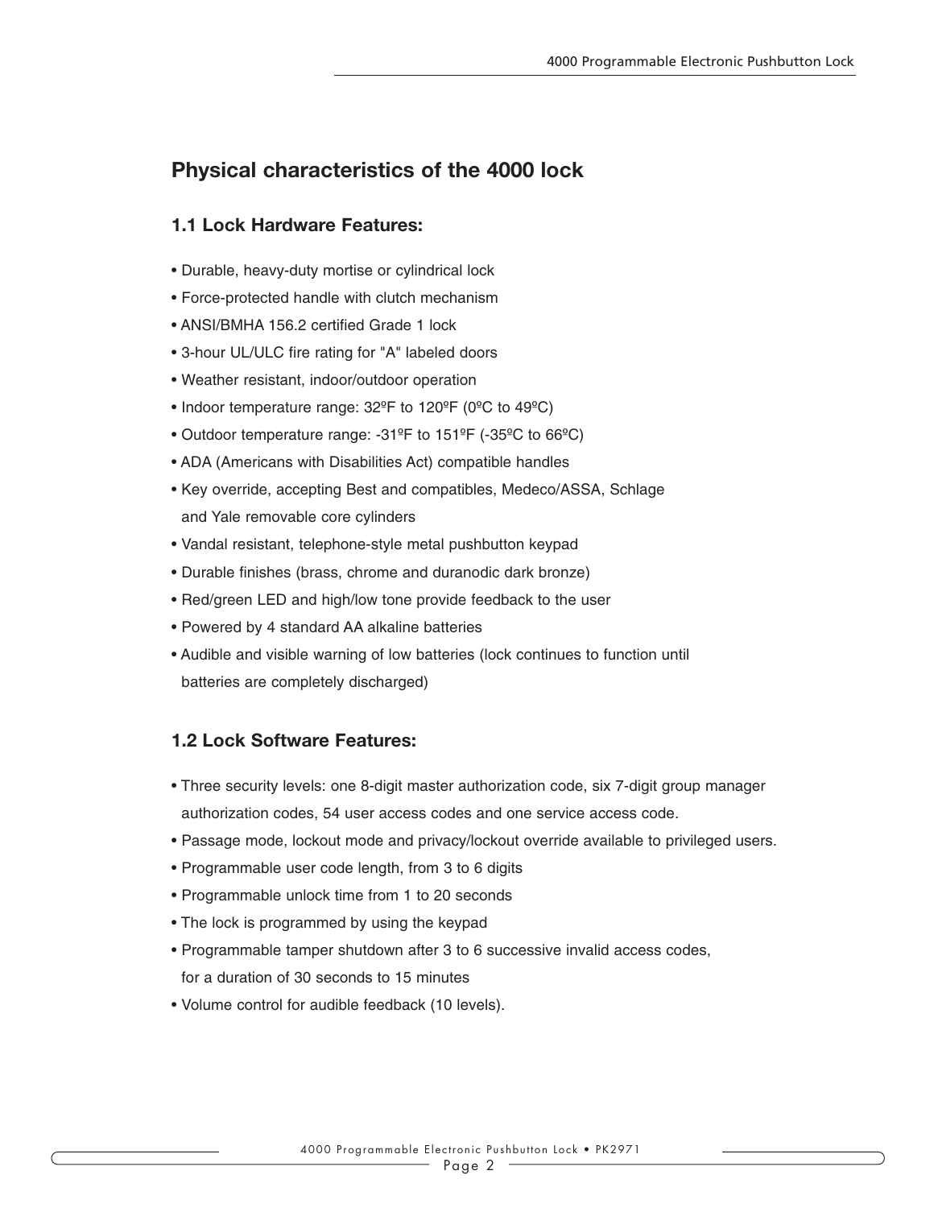## Physical characteristics of the 4000 lock

### 1.1 Lock Hardware Features:

- Durable, heavy-duty mortise or cylindrical lock
- Force-protected handle with clutch mechanism
- ANSI/BMHA 156.2 certified Grade 1 lock
- 3-hour UL/ULC fire rating for "A" labeled doors
- Weather resistant, indoor/outdoor operation
- Indoor temperature range: 32ºF to 120ºF (0ºC to 49ºC)
- Outdoor temperature range: -31ºF to 151ºF (-35ºC to 66ºC)
- ADA (Americans with Disabilities Act) compatible handles
- Key override, accepting Best and compatibles, Medeco/ASSA, Schlage and Yale removable core cylinders
- Vandal resistant, telephone-style metal pushbutton keypad
- Durable finishes (brass, chrome and duranodic dark bronze)
- Red/green LED and high/low tone provide feedback to the user
- Powered by 4 standard AA alkaline batteries
- Audible and visible warning of low batteries (lock continues to function until batteries are completely discharged)

### 1.2 Lock Software Features:

- Three security levels: one 8-digit master authorization code, six 7-digit group manager authorization codes, 54 user access codes and one service access code.
- Passage mode, lockout mode and privacy/lockout override available to privileged users.
- Programmable user code length, from 3 to 6 digits
- Programmable unlock time from 1 to 20 seconds
- The lock is programmed by using the keypad
- Programmable tamper shutdown after 3 to 6 successive invalid access codes, for a duration of 30 seconds to 15 minutes
- Volume control for audible feedback (10 levels).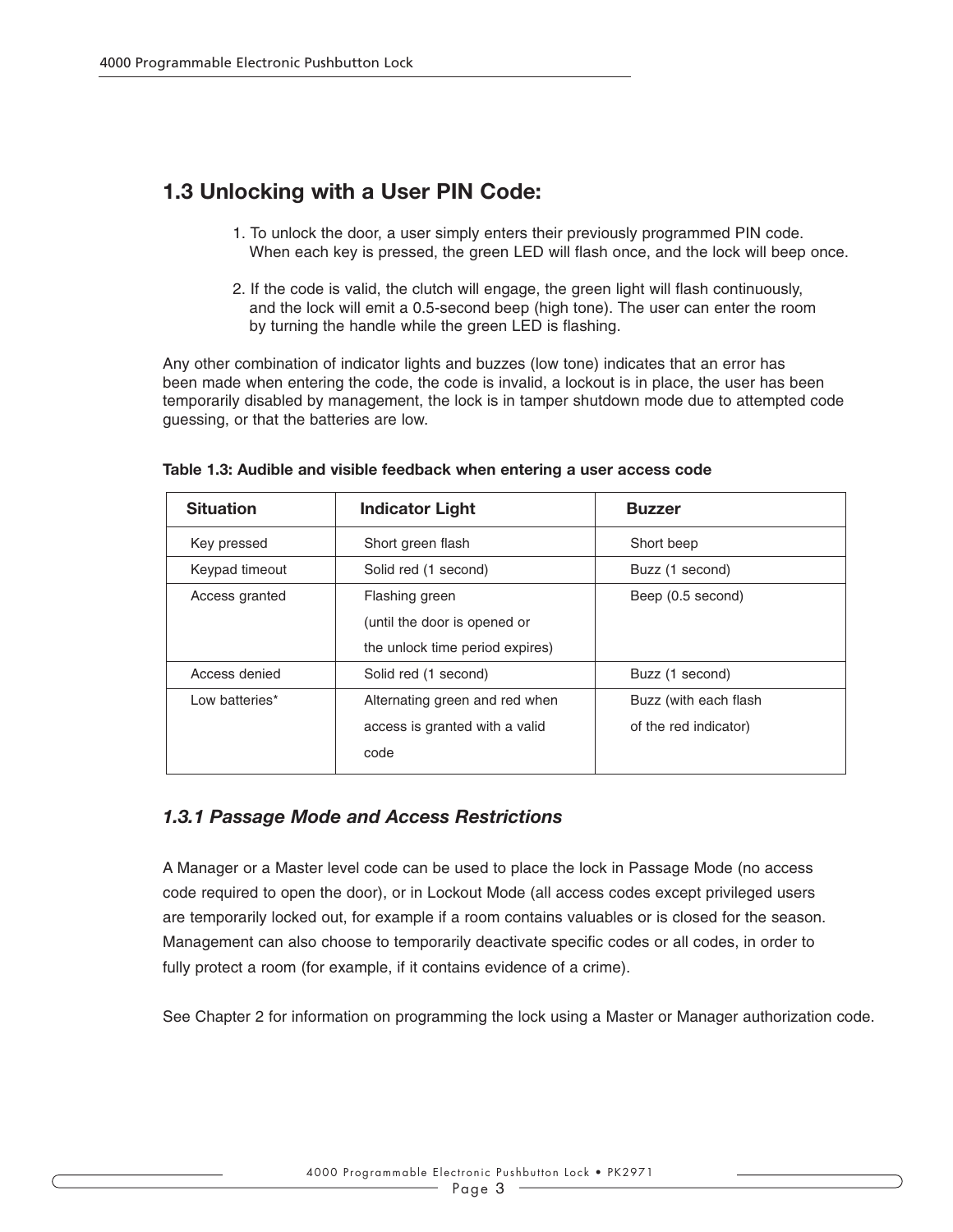## 1.3 Unlocking with a User PIN Code:

1. To unlock the door, a user simply enters their previously programmed PIN code. When each key is pressed, the green LED will flash once, and the lock will beep once.

2. If the code is valid, the clutch will engage, the green light will flash continuously, and the lock will emit a 0.5-second beep (high tone). The user can enter the room by turning the handle while the green LED is flashing.

Any other combination of indicator lights and buzzes (low tone) indicates that an error has been made when entering the code, the code is invalid, a lockout is in place, the user has been temporarily disabled by management, the lock is in tamper shutdown mode due to attempted code guessing, or that the batteries are low.

**Table 1.3: Audible and visible feedback when entering a user access code**

| Situation | Indicator Light | Buzzer |
|---|---|---|
| Key pressed | Short green flash | Short beep |
| Keypad timeout | Solid red (1 second) | Buzz (1 second) |
| Access granted | Flashing green (until the door is opened or the unlock time period expires) | Beep (0.5 second) |
| Access denied | Solid red (1 second) | Buzz (1 second) |
| Low batteries* | Alternating green and red when access is granted with a valid code | Buzz (with each flash of the red indicator) |

### *1.3.1 Passage Mode and Access Restrictions*

A Manager or a Master level code can be used to place the lock in Passage Mode (no access code required to open the door), or in Lockout Mode (all access codes except privileged users are temporarily locked out, for example if a room contains valuables or is closed for the season. Management can also choose to temporarily deactivate specific codes or all codes, in order to fully protect a room (for example, if it contains evidence of a crime).

See Chapter 2 for information on programming the lock using a Master or Manager authorization code.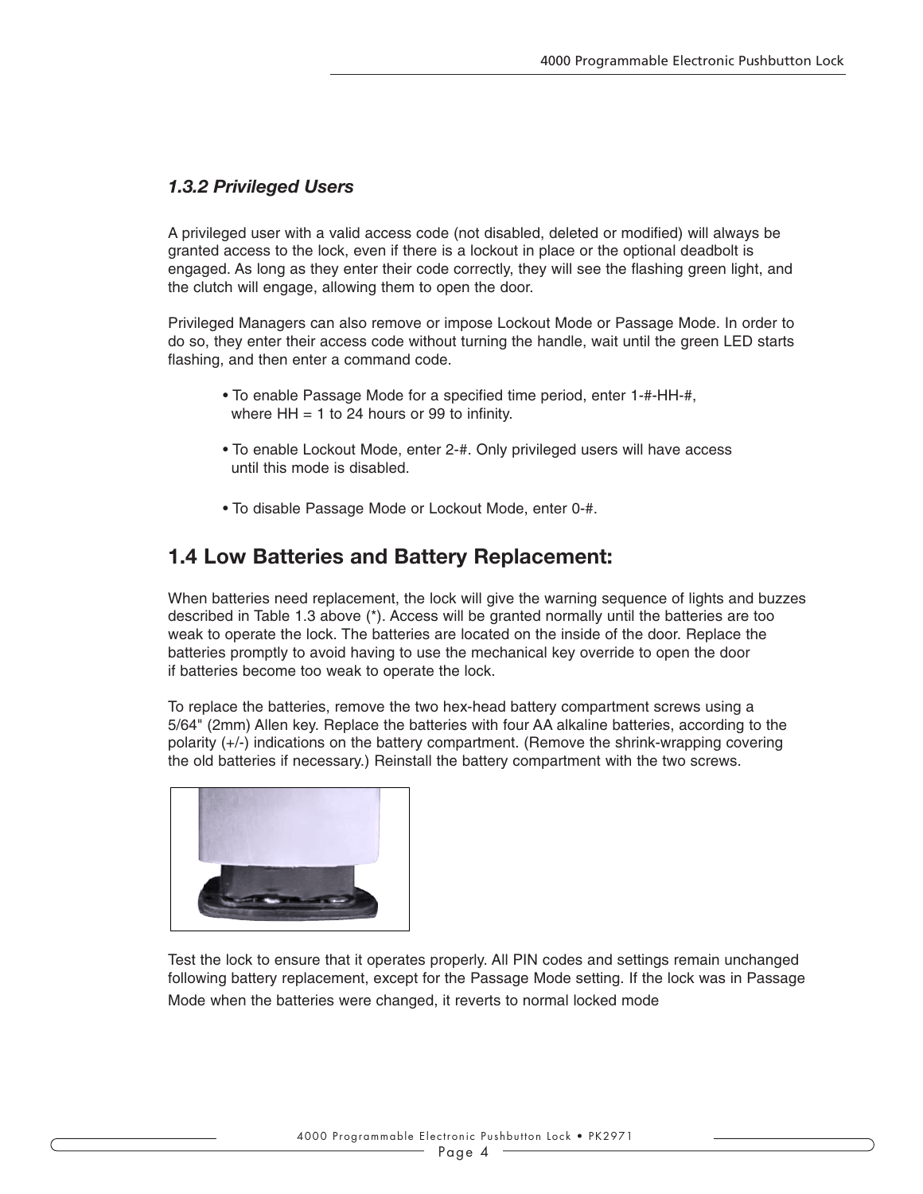### *1.3.2 Privileged Users*

A privileged user with a valid access code (not disabled, deleted or modified) will always be granted access to the lock, even if there is a lockout in place or the optional deadbolt is engaged. As long as they enter their code correctly, they will see the flashing green light, and the clutch will engage, allowing them to open the door.

Privileged Managers can also remove or impose Lockout Mode or Passage Mode. In order to do so, they enter their access code without turning the handle, wait until the green LED starts flashing, and then enter a command code.

- To enable Passage Mode for a specified time period, enter 1-#-HH-#, where HH = 1 to 24 hours or 99 to infinity.
- To enable Lockout Mode, enter 2-#. Only privileged users will have access until this mode is disabled.
- To disable Passage Mode or Lockout Mode, enter 0-#.

## 1.4 Low Batteries and Battery Replacement:

When batteries need replacement, the lock will give the warning sequence of lights and buzzes described in Table 1.3 above (*). Access will be granted normally until the batteries are too weak to operate the lock. The batteries are located on the inside of the door. Replace the batteries promptly to avoid having to use the mechanical key override to open the door if batteries become too weak to operate the lock.

To replace the batteries, remove the two hex-head battery compartment screws using a 5/64" (2mm) Allen key. Replace the batteries with four AA alkaline batteries, according to the polarity (+/-) indications on the battery compartment. (Remove the shrink-wrapping covering the old batteries if necessary.) Reinstall the battery compartment with the two screws.

Test the lock to ensure that it operates properly. All PIN codes and settings remain unchanged following battery replacement, except for the Passage Mode setting. If the lock was in Passage Mode when the batteries were changed, it reverts to normal locked mode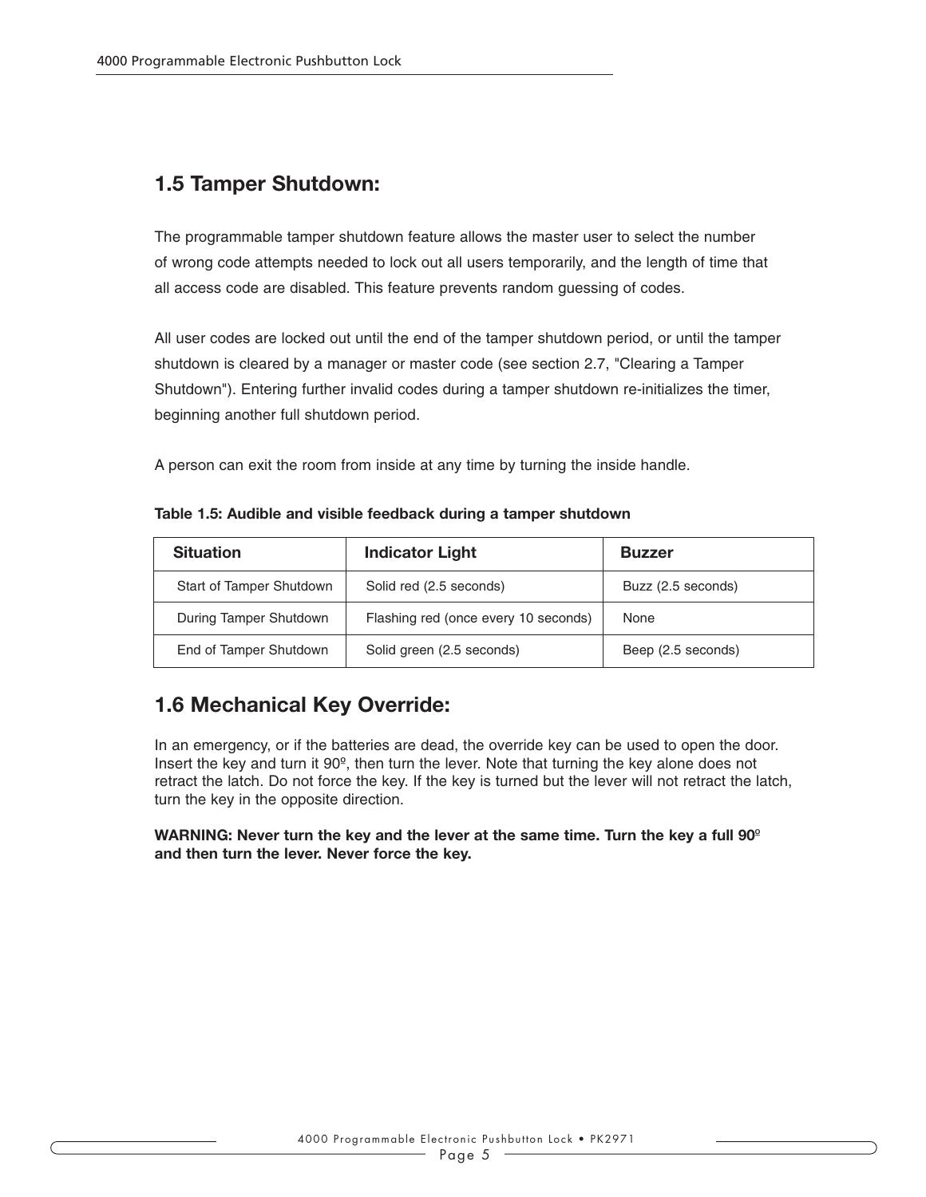## 1.5 Tamper Shutdown:

The programmable tamper shutdown feature allows the master user to select the number of wrong code attempts needed to lock out all users temporarily, and the length of time that all access code are disabled. This feature prevents random guessing of codes.

All user codes are locked out until the end of the tamper shutdown period, or until the tamper shutdown is cleared by a manager or master code (see section 2.7, "Clearing a Tamper Shutdown"). Entering further invalid codes during a tamper shutdown re-initializes the timer, beginning another full shutdown period.

A person can exit the room from inside at any time by turning the inside handle.

**Table 1.5: Audible and visible feedback during a tamper shutdown**

| Situation | Indicator Light | Buzzer |
|---|---|---|
| Start of Tamper Shutdown | Solid red (2.5 seconds) | Buzz (2.5 seconds) |
| During Tamper Shutdown | Flashing red (once every 10 seconds) | None |
| End of Tamper Shutdown | Solid green (2.5 seconds) | Beep (2.5 seconds) |

## 1.6 Mechanical Key Override:

In an emergency, or if the batteries are dead, the override key can be used to open the door. Insert the key and turn it 90º, then turn the lever. Note that turning the key alone does not retract the latch. Do not force the key. If the key is turned but the lever will not retract the latch, turn the key in the opposite direction.

**WARNING: Never turn the key and the lever at the same time. Turn the key a full 90º and then turn the lever. Never force the key.**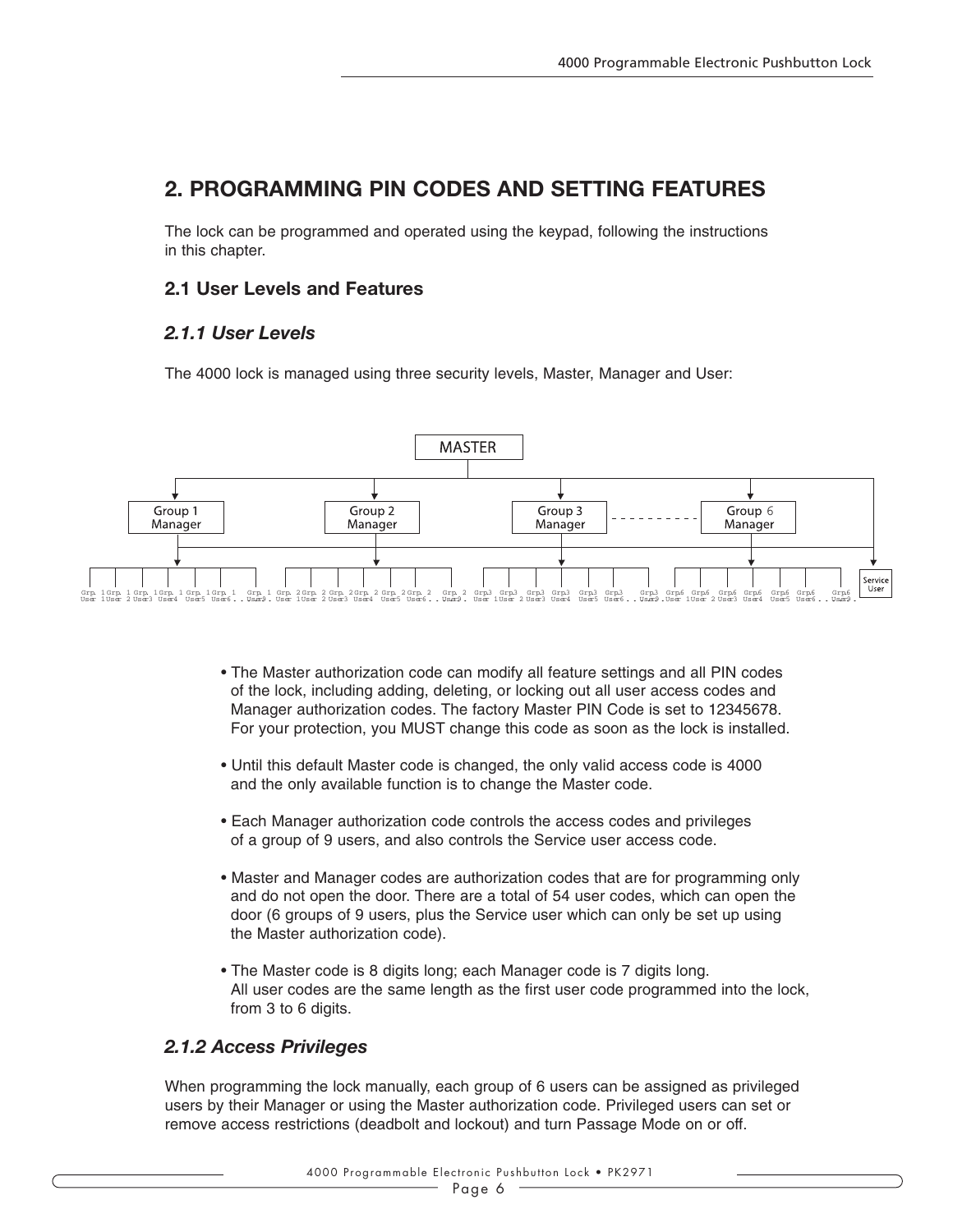## 2. PROGRAMMING PIN CODES AND SETTING FEATURES

The lock can be programmed and operated using the keypad, following the instructions in this chapter.

### 2.1 User Levels and Features

#### *2.1.1 User Levels*

The 4000 lock is managed using three security levels, Master, Manager and User:

MASTER

Group 1 Manager — Group 2 Manager — Group 3 Manager - - - - - - Group 6 Manager — Service User

Grp. 1 User 1, Grp. 1 User 2, Grp. 1 User3, Grp. 1 User4, Grp. 1 User5, Grp. 1 User6 . . . Grp. 1 User9, Grp. 2 User 1, Grp. 2 User 2, Grp. 2 User3, Grp. 2 User4, Grp. 2 User5, Grp. 2 User6 . . . Grp. 2 User9, Grp3 User 1, Grp3 User 2, Grp3 User3, Grp3 User4, Grp3 User5, Grp3 User6 . . . Grp3 User9, Grp6 User 1, Grp6 User 2, Grp6 User3, Grp6 User4, Grp6 User5, Grp6 User6 . . . Grp6 User9

- The Master authorization code can modify all feature settings and all PIN codes of the lock, including adding, deleting, or locking out all user access codes and Manager authorization codes. The factory Master PIN Code is set to 12345678. For your protection, you MUST change this code as soon as the lock is installed.
- Until this default Master code is changed, the only valid access code is 4000 and the only available function is to change the Master code.
- Each Manager authorization code controls the access codes and privileges of a group of 9 users, and also controls the Service user access code.
- Master and Manager codes are authorization codes that are for programming only and do not open the door. There are a total of 54 user codes, which can open the door (6 groups of 9 users, plus the Service user which can only be set up using the Master authorization code).
- The Master code is 8 digits long; each Manager code is 7 digits long. All user codes are the same length as the first user code programmed into the lock, from 3 to 6 digits.

#### *2.1.2 Access Privileges*

When programming the lock manually, each group of 6 users can be assigned as privileged users by their Manager or using the Master authorization code. Privileged users can set or remove access restrictions (deadbolt and lockout) and turn Passage Mode on or off.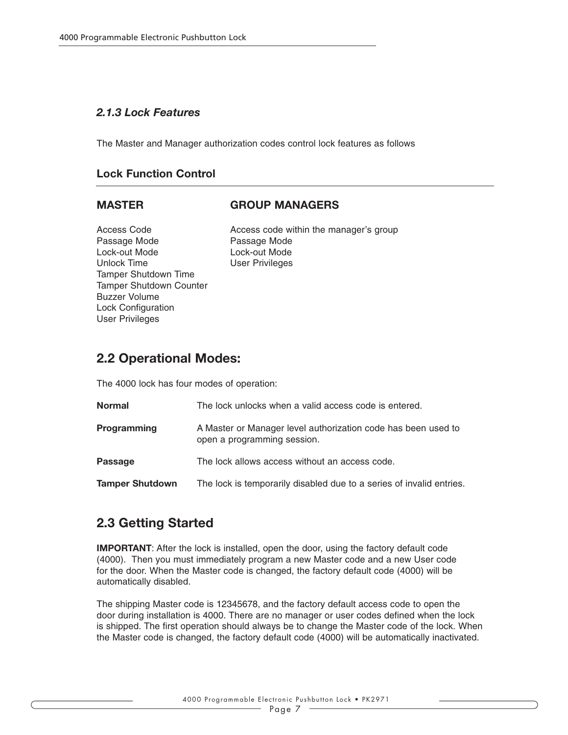### *2.1.3 Lock Features*

The Master and Manager authorization codes control lock features as follows

**Lock Function Control**

| MASTER | GROUP MANAGERS |
|---|---|
| Access Code | Access code within the manager's group |
| Passage Mode | Passage Mode |
| Lock-out Mode | Lock-out Mode |
| Unlock Time | User Privileges |
| Tamper Shutdown Time | |
| Tamper Shutdown Counter | |
| Buzzer Volume | |
| Lock Configuration | |
| User Privileges | |

## 2.2 Operational Modes:

The 4000 lock has four modes of operation:

| | |
|---|---|
| **Normal** | The lock unlocks when a valid access code is entered. |
| **Programming** | A Master or Manager level authorization code has been used to open a programming session. |
| **Passage** | The lock allows access without an access code. |
| **Tamper Shutdown** | The lock is temporarily disabled due to a series of invalid entries. |

## 2.3 Getting Started

**IMPORTANT**: After the lock is installed, open the door, using the factory default code (4000). Then you must immediately program a new Master code and a new User code for the door. When the Master code is changed, the factory default code (4000) will be automatically disabled.

The shipping Master code is 12345678, and the factory default access code to open the door during installation is 4000. There are no manager or user codes defined when the lock is shipped. The first operation should always be to change the Master code of the lock. When the Master code is changed, the factory default code (4000) will be automatically inactivated.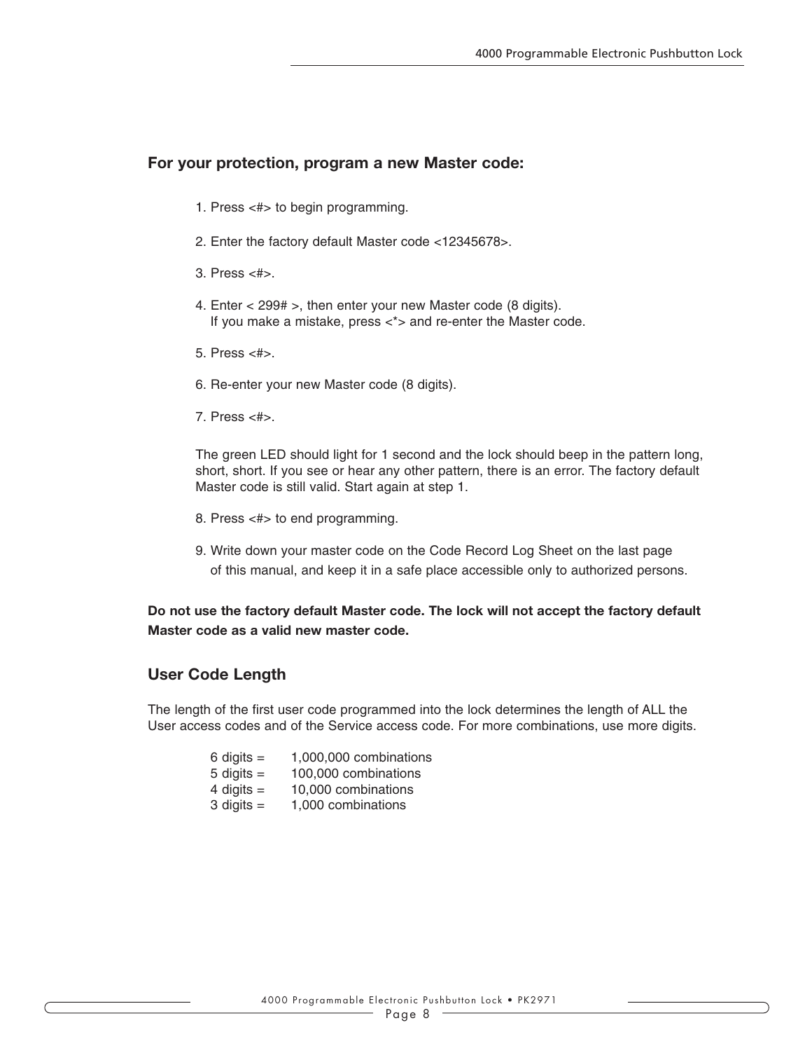### For your protection, program a new Master code:

1. Press <#> to begin programming.

2. Enter the factory default Master code <12345678>.

3. Press <#>.

4. Enter < 299# >, then enter your new Master code (8 digits).
   If you make a mistake, press <*> and re-enter the Master code.

5. Press <#>.

6. Re-enter your new Master code (8 digits).

7. Press <#>.

   The green LED should light for 1 second and the lock should beep in the pattern long, short, short. If you see or hear any other pattern, there is an error. The factory default Master code is still valid. Start again at step 1.

8. Press <#> to end programming.

9. Write down your master code on the Code Record Log Sheet on the last page of this manual, and keep it in a safe place accessible only to authorized persons.

**Do not use the factory default Master code. The lock will not accept the factory default Master code as a valid new master code.**

## User Code Length

The length of the first user code programmed into the lock determines the length of ALL the User access codes and of the Service access code. For more combinations, use more digits.

| | |
|---|---|
| 6 digits = | 1,000,000 combinations |
| 5 digits = | 100,000 combinations |
| 4 digits = | 10,000 combinations |
| 3 digits = | 1,000 combinations |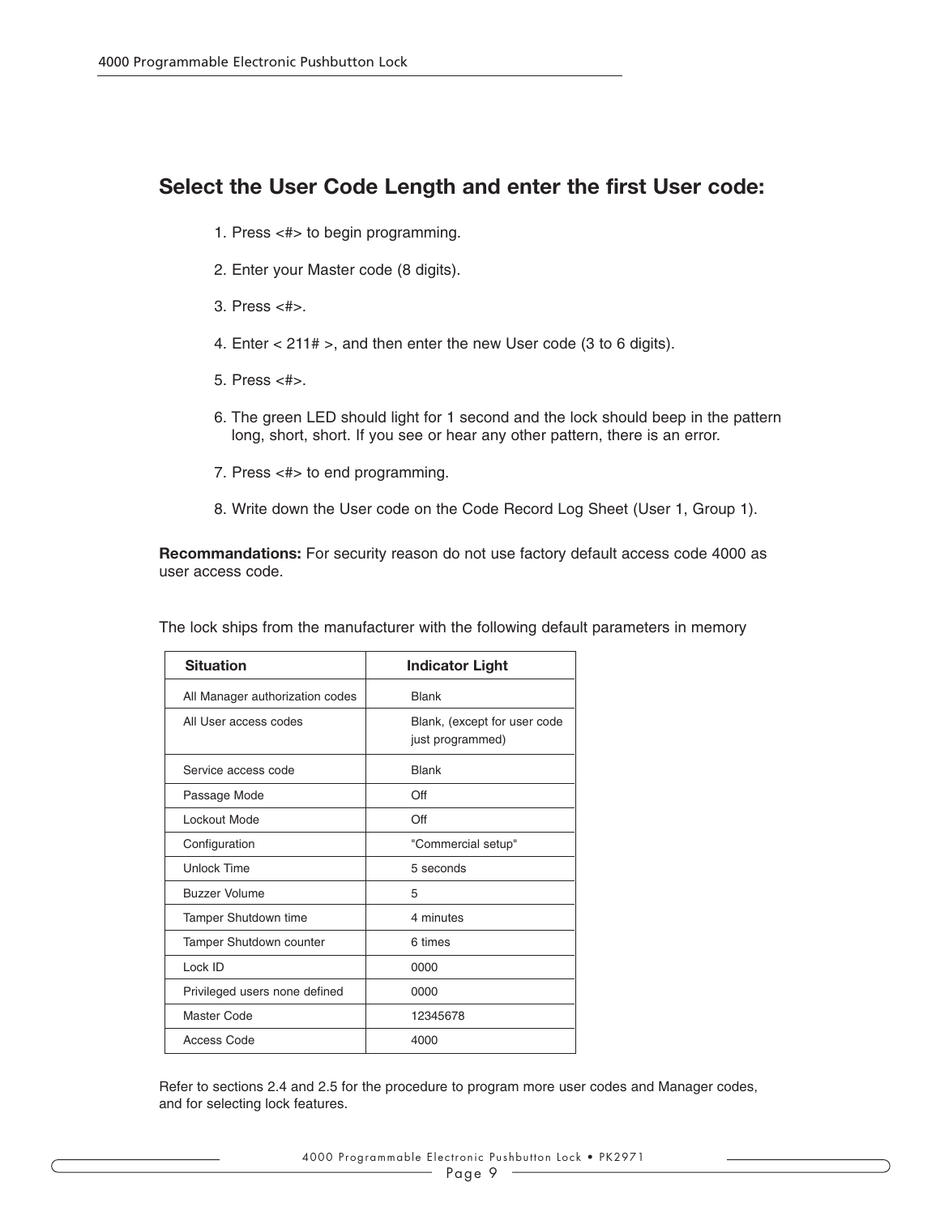## Select the User Code Length and enter the first User code:

1. Press <#> to begin programming.
2. Enter your Master code (8 digits).
3. Press <#>.
4. Enter < 211# >, and then enter the new User code (3 to 6 digits).
5. Press <#>.
6. The green LED should light for 1 second and the lock should beep in the pattern long, short, short. If you see or hear any other pattern, there is an error.
7. Press <#> to end programming.
8. Write down the User code on the Code Record Log Sheet (User 1, Group 1).

**Recommandations:** For security reason do not use factory default access code 4000 as user access code.

The lock ships from the manufacturer with the following default parameters in memory

| Situation | Indicator Light |
|---|---|
| All Manager authorization codes | Blank |
| All User access codes | Blank, (except for user code just programmed) |
| Service access code | Blank |
| Passage Mode | Off |
| Lockout Mode | Off |
| Configuration | "Commercial setup" |
| Unlock Time | 5 seconds |
| Buzzer Volume | 5 |
| Tamper Shutdown time | 4 minutes |
| Tamper Shutdown counter | 6 times |
| Lock ID | 0000 |
| Privileged users none defined | 0000 |
| Master Code | 12345678 |
| Access Code | 4000 |

Refer to sections 2.4 and 2.5 for the procedure to program more user codes and Manager codes, and for selecting lock features.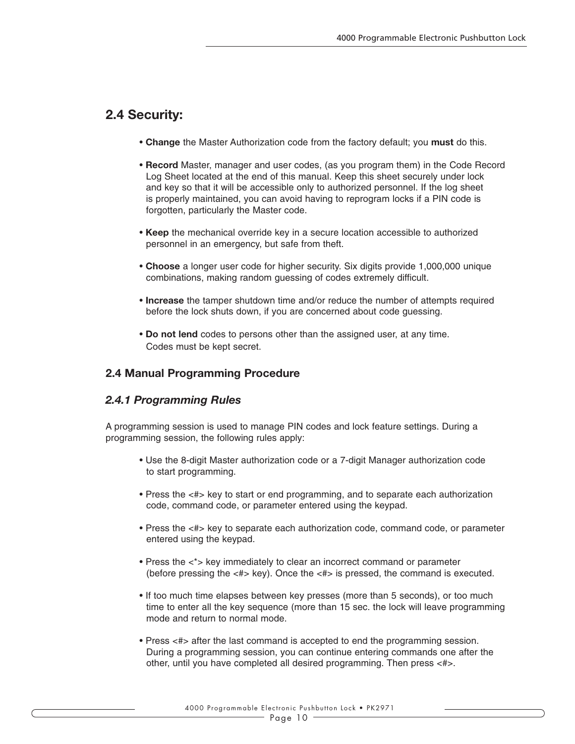## 2.4 Security:

- **Change** the Master Authorization code from the factory default; you **must** do this.
- **Record** Master, manager and user codes, (as you program them) in the Code Record Log Sheet located at the end of this manual. Keep this sheet securely under lock and key so that it will be accessible only to authorized personnel. If the log sheet is properly maintained, you can avoid having to reprogram locks if a PIN code is forgotten, particularly the Master code.
- **Keep** the mechanical override key in a secure location accessible to authorized personnel in an emergency, but safe from theft.
- **Choose** a longer user code for higher security. Six digits provide 1,000,000 unique combinations, making random guessing of codes extremely difficult.
- **Increase** the tamper shutdown time and/or reduce the number of attempts required before the lock shuts down, if you are concerned about code guessing.
- **Do not lend** codes to persons other than the assigned user, at any time. Codes must be kept secret.

### 2.4 Manual Programming Procedure

#### *2.4.1 Programming Rules*

A programming session is used to manage PIN codes and lock feature settings. During a programming session, the following rules apply:

- Use the 8-digit Master authorization code or a 7-digit Manager authorization code to start programming.
- Press the <#> key to start or end programming, and to separate each authorization code, command code, or parameter entered using the keypad.
- Press the <#> key to separate each authorization code, command code, or parameter entered using the keypad.
- Press the <*> key immediately to clear an incorrect command or parameter (before pressing the <#> key). Once the <#> is pressed, the command is executed.
- If too much time elapses between key presses (more than 5 seconds), or too much time to enter all the key sequence (more than 15 sec. the lock will leave programming mode and return to normal mode.
- Press <#> after the last command is accepted to end the programming session. During a programming session, you can continue entering commands one after the other, until you have completed all desired programming. Then press <#>.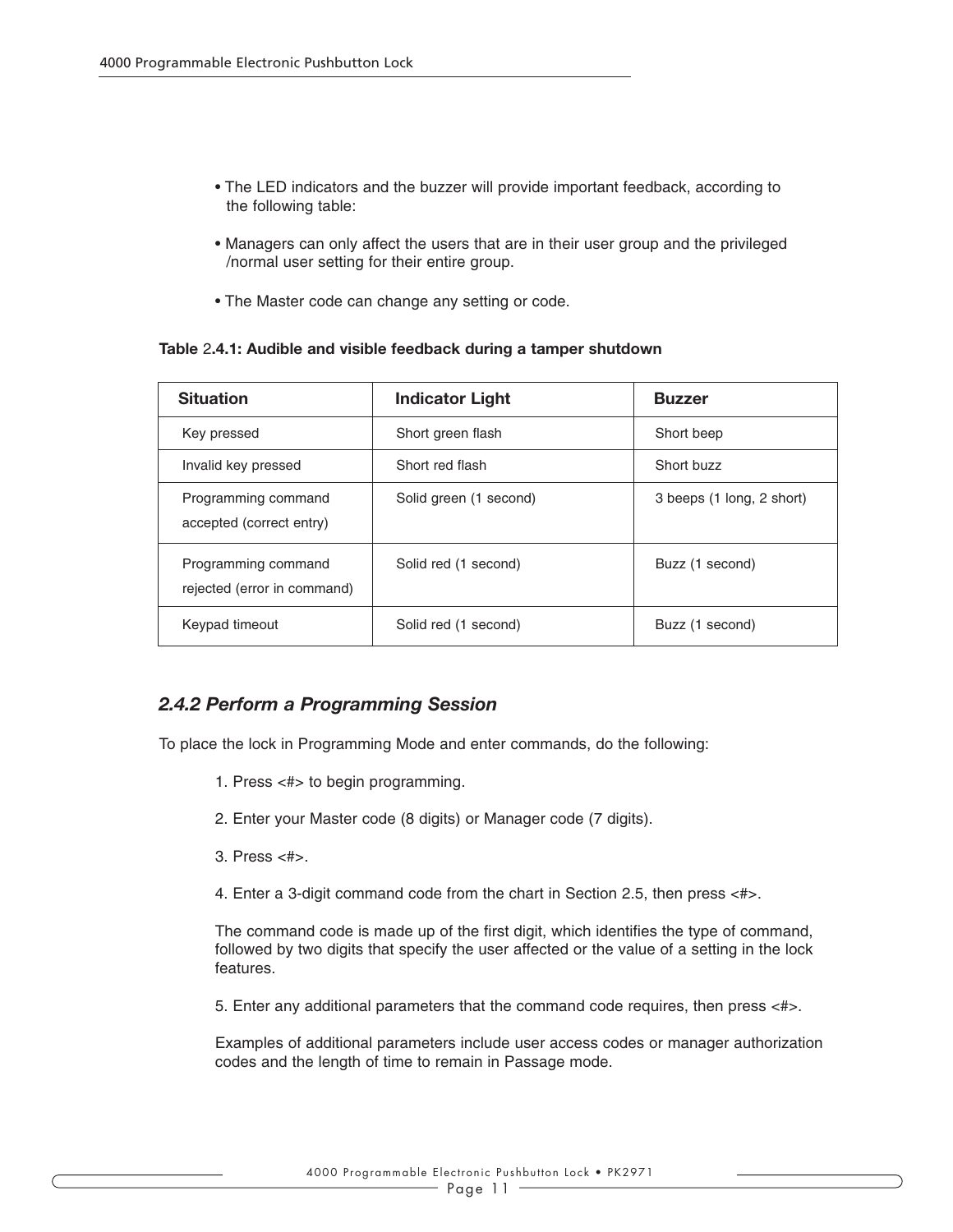- The LED indicators and the buzzer will provide important feedback, according to the following table:
- Managers can only affect the users that are in their user group and the privileged /normal user setting for their entire group.
- The Master code can change any setting or code.

**Table 2.4.1: Audible and visible feedback during a tamper shutdown**

| Situation | Indicator Light | Buzzer |
|---|---|---|
| Key pressed | Short green flash | Short beep |
| Invalid key pressed | Short red flash | Short buzz |
| Programming command accepted (correct entry) | Solid green (1 second) | 3 beeps (1 long, 2 short) |
| Programming command rejected (error in command) | Solid red (1 second) | Buzz (1 second) |
| Keypad timeout | Solid red (1 second) | Buzz (1 second) |

### *2.4.2 Perform a Programming Session*

To place the lock in Programming Mode and enter commands, do the following:

1. Press <#> to begin programming.
2. Enter your Master code (8 digits) or Manager code (7 digits).
3. Press <#>.
4. Enter a 3-digit command code from the chart in Section 2.5, then press <#>.

   The command code is made up of the first digit, which identifies the type of command, followed by two digits that specify the user affected or the value of a setting in the lock features.

5. Enter any additional parameters that the command code requires, then press <#>.

   Examples of additional parameters include user access codes or manager authorization codes and the length of time to remain in Passage mode.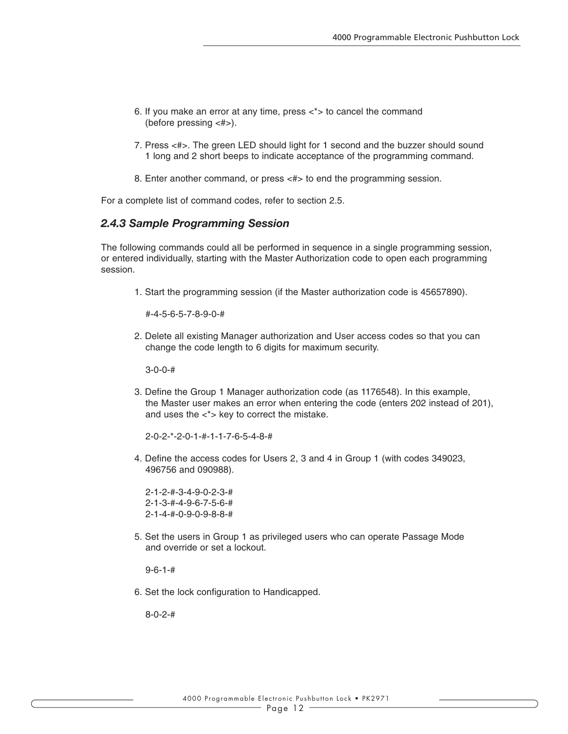6. If you make an error at any time, press <*> to cancel the command (before pressing <#>).

7. Press <#>. The green LED should light for 1 second and the buzzer should sound 1 long and 2 short beeps to indicate acceptance of the programming command.

8. Enter another command, or press <#> to end the programming session.

For a complete list of command codes, refer to section 2.5.

### *2.4.3 Sample Programming Session*

The following commands could all be performed in sequence in a single programming session, or entered individually, starting with the Master Authorization code to open each programming session.

1. Start the programming session (if the Master authorization code is 45657890).

   #-4-5-6-5-7-8-9-0-#

2. Delete all existing Manager authorization and User access codes so that you can change the code length to 6 digits for maximum security.

   3-0-0-#

3. Define the Group 1 Manager authorization code (as 1176548). In this example, the Master user makes an error when entering the code (enters 202 instead of 201), and uses the <*> key to correct the mistake.

   2-0-2-*-2-0-1-#-1-1-7-6-5-4-8-#

4. Define the access codes for Users 2, 3 and 4 in Group 1 (with codes 349023, 496756 and 090988).

   2-1-2-#-3-4-9-0-2-3-#
   2-1-3-#-4-9-6-7-5-6-#
   2-1-4-#-0-9-0-9-8-8-#

5. Set the users in Group 1 as privileged users who can operate Passage Mode and override or set a lockout.

   9-6-1-#

6. Set the lock configuration to Handicapped.

   8-0-2-#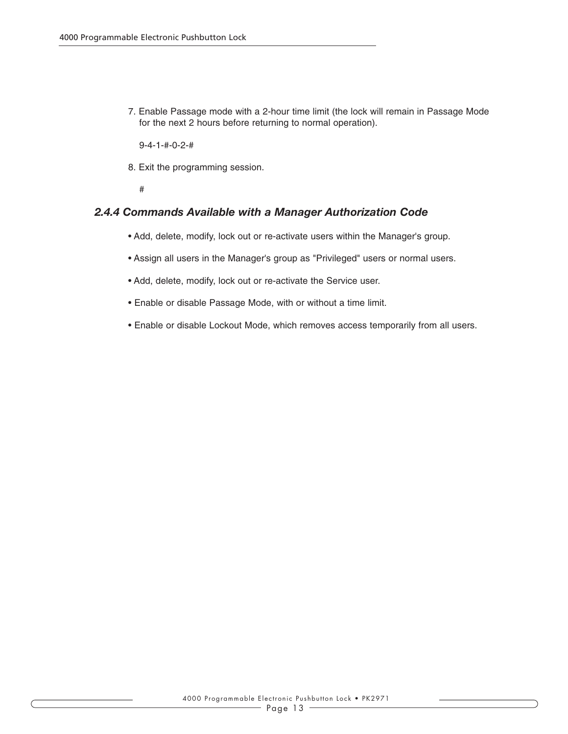7. Enable Passage mode with a 2-hour time limit (the lock will remain in Passage Mode for the next 2 hours before returning to normal operation).

   9-4-1-#-0-2-#

8. Exit the programming session.

   #

### *2.4.4 Commands Available with a Manager Authorization Code*

- Add, delete, modify, lock out or re-activate users within the Manager's group.
- Assign all users in the Manager's group as "Privileged" users or normal users.
- Add, delete, modify, lock out or re-activate the Service user.
- Enable or disable Passage Mode, with or without a time limit.
- Enable or disable Lockout Mode, which removes access temporarily from all users.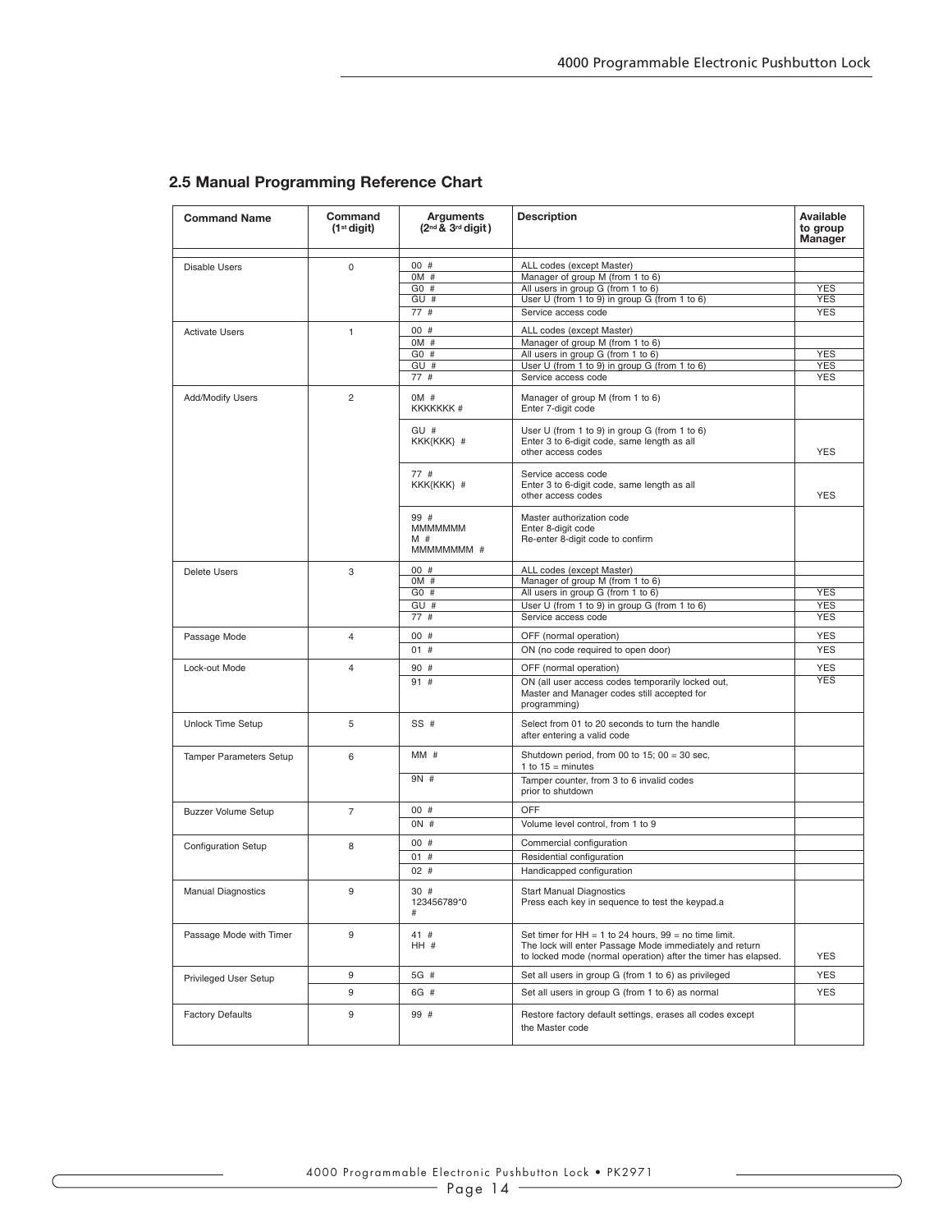## 2.5 Manual Programming Reference Chart

| Command Name | Command (1st digit) | Arguments (2nd & 3rd digit) | Description | Available to group Manager |
|---|---|---|---|---|
| Disable Users | 0 | 00 # | ALL codes (except Master) | |
| | | 0M # | Manager of group M (from 1 to 6) | |
| | | G0 # | All users in group G (from 1 to 6) | YES |
| | | GU # | User U (from 1 to 9) in group G (from 1 to 6) | YES |
| | | 77 # | Service access code | YES |
| Activate Users | 1 | 00 # | ALL codes (except Master) | |
| | | 0M # | Manager of group M (from 1 to 6) | |
| | | G0 # | All users in group G (from 1 to 6) | YES |
| | | GU # | User U (from 1 to 9) in group G (from 1 to 6) | YES |
| | | 77 # | Service access code | YES |
| Add/Modify Users | 2 | 0M # KKKKKKK # | Manager of group M (from 1 to 6) Enter 7-digit code | |
| | | GU # KKK{KKK} # | User U (from 1 to 9) in group G (from 1 to 6) Enter 3 to 6-digit code, same length as all other access codes | YES |
| | | 77 # KKK{KKK} # | Service access code Enter 3 to 6-digit code, same length as all other access codes | YES |
| | | 99 # MMMMMMM M # MMMMMMMM # | Master authorization code Enter 8-digit code Re-enter 8-digit code to confirm | |
| Delete Users | 3 | 00 # | ALL codes (except Master) | |
| | | 0M # | Manager of group M (from 1 to 6) | |
| | | G0 # | All users in group G (from 1 to 6) | YES |
| | | GU # | User U (from 1 to 9) in group G (from 1 to 6) | YES |
| | | 77 # | Service access code | YES |
| Passage Mode | 4 | 00 # | OFF (normal operation) | YES |
| | | 01 # | ON (no code required to open door) | YES |
| Lock-out Mode | 4 | 90 # | OFF (normal operation) | YES |
| | | 91 # | ON (all user access codes temporarily locked out, Master and Manager codes still accepted for programming) | YES |
| Unlock Time Setup | 5 | SS # | Select from 01 to 20 seconds to turn the handle after entering a valid code | |
| Tamper Parameters Setup | 6 | MM # | Shutdown period, from 00 to 15; 00 = 30 sec, 1 to 15 = minutes | |
| | | 9N # | Tamper counter, from 3 to 6 invalid codes prior to shutdown | |
| Buzzer Volume Setup | 7 | 00 # | OFF | |
| | | 0N # | Volume level control, from 1 to 9 | |
| Configuration Setup | 8 | 00 # | Commercial configuration | |
| | | 01 # | Residential configuration | |
| | | 02 # | Handicapped configuration | |
| Manual Diagnostics | 9 | 30 # 123456789*0 # | Start Manual Diagnostics Press each key in sequence to test the keypad.a | |
| Passage Mode with Timer | 9 | 41 # HH # | Set timer for HH = 1 to 24 hours, 99 = no time limit. The lock will enter Passage Mode immediately and return to locked mode (normal operation) after the timer has elapsed. | YES |
| Privileged User Setup | 9 | 5G # | Set all users in group G (from 1 to 6) as privileged | YES |
| | 9 | 6G # | Set all users in group G (from 1 to 6) as normal | YES |
| Factory Defaults | 9 | 99 # | Restore factory default settings, erases all codes except the Master code | |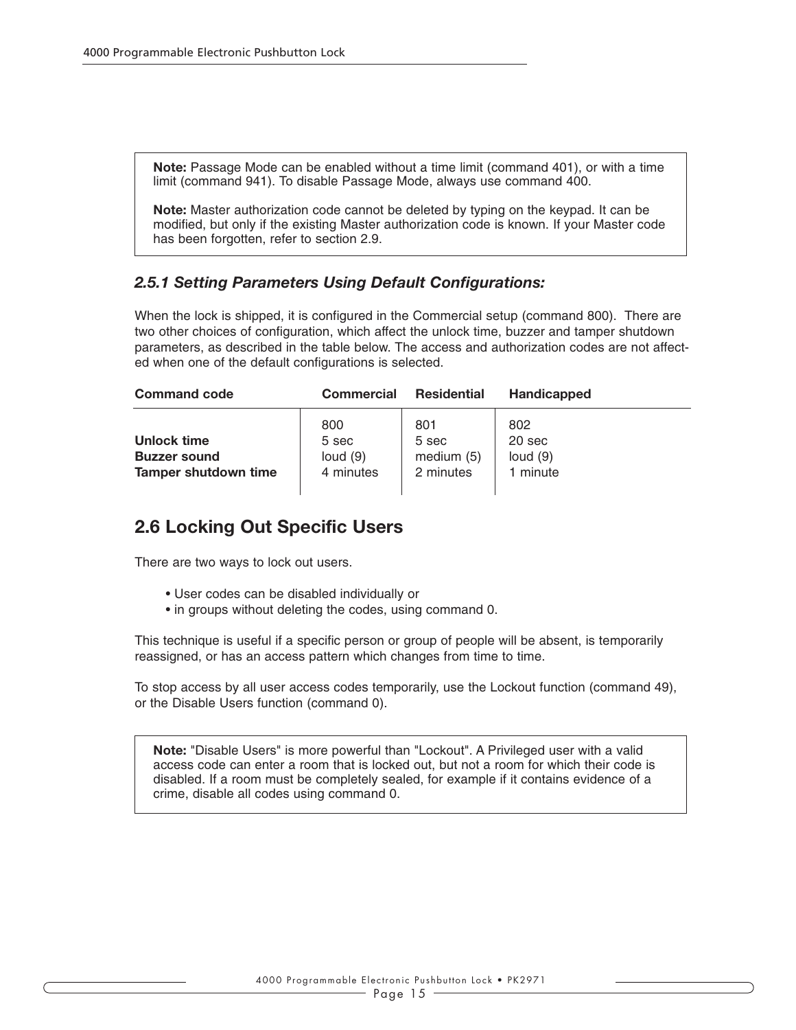**Note:** Passage Mode can be enabled without a time limit (command 401), or with a time limit (command 941). To disable Passage Mode, always use command 400.

**Note:** Master authorization code cannot be deleted by typing on the keypad. It can be modified, but only if the existing Master authorization code is known. If your Master code has been forgotten, refer to section 2.9.

### *2.5.1 Setting Parameters Using Default Configurations:*

When the lock is shipped, it is configured in the Commercial setup (command 800). There are two other choices of configuration, which affect the unlock time, buzzer and tamper shutdown parameters, as described in the table below. The access and authorization codes are not affected when one of the default configurations is selected.

| **Command code** | **Commercial** | **Residential** | **Handicapped** |
|---|---|---|---|
| | 800 | 801 | 802 |
| **Unlock time** | 5 sec | 5 sec | 20 sec |
| **Buzzer sound** | loud (9) | medium (5) | loud (9) |
| **Tamper shutdown time** | 4 minutes | 2 minutes | 1 minute |

## 2.6 Locking Out Specific Users

There are two ways to lock out users.

- User codes can be disabled individually or
- in groups without deleting the codes, using command 0.

This technique is useful if a specific person or group of people will be absent, is temporarily reassigned, or has an access pattern which changes from time to time.

To stop access by all user access codes temporarily, use the Lockout function (command 49), or the Disable Users function (command 0).

**Note:** "Disable Users" is more powerful than "Lockout". A Privileged user with a valid access code can enter a room that is locked out, but not a room for which their code is disabled. If a room must be completely sealed, for example if it contains evidence of a crime, disable all codes using command 0.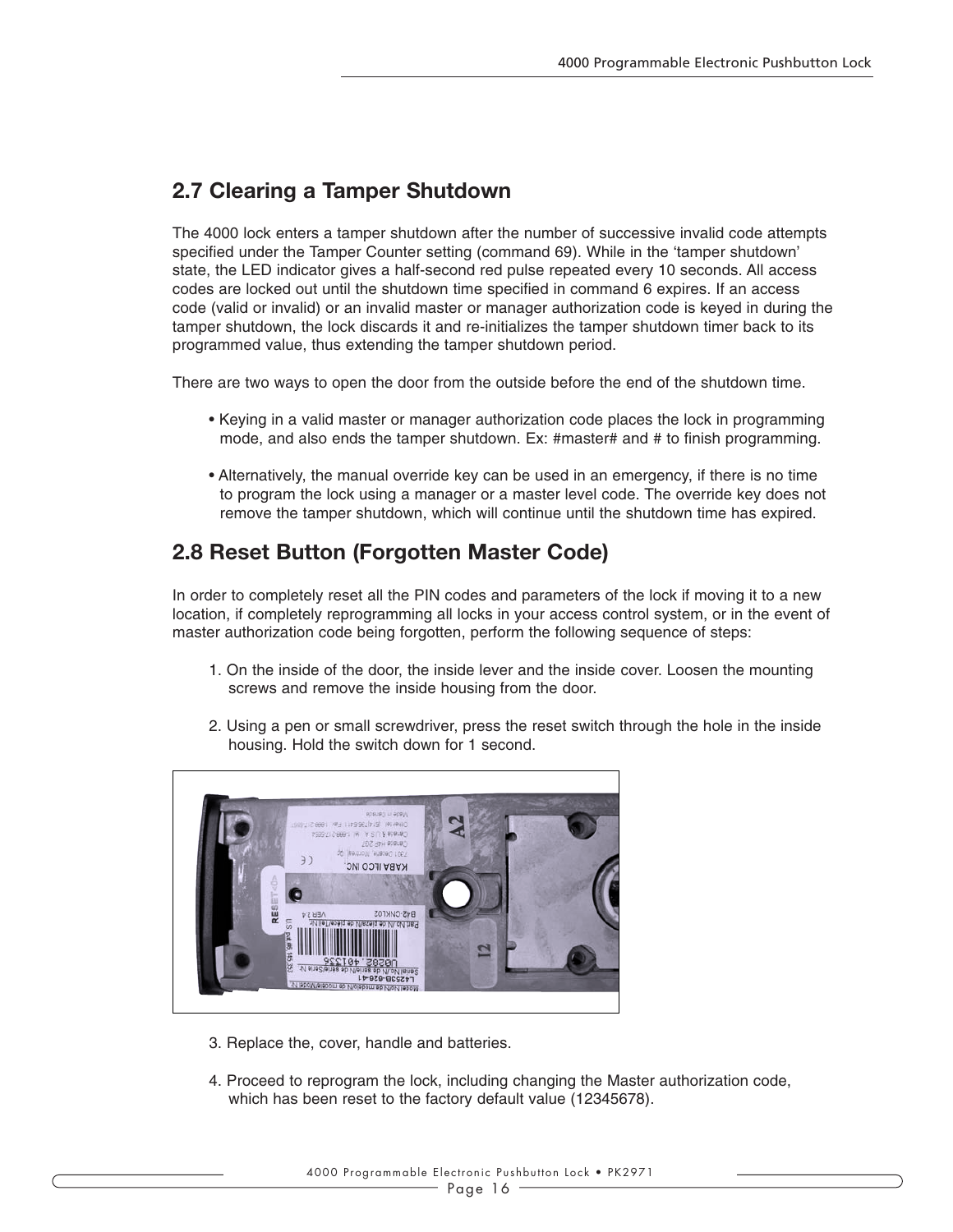## 2.7 Clearing a Tamper Shutdown

The 4000 lock enters a tamper shutdown after the number of successive invalid code attempts specified under the Tamper Counter setting (command 69). While in the 'tamper shutdown' state, the LED indicator gives a half-second red pulse repeated every 10 seconds. All access codes are locked out until the shutdown time specified in command 6 expires. If an access code (valid or invalid) or an invalid master or manager authorization code is keyed in during the tamper shutdown, the lock discards it and re-initializes the tamper shutdown timer back to its programmed value, thus extending the tamper shutdown period.

There are two ways to open the door from the outside before the end of the shutdown time.

- Keying in a valid master or manager authorization code places the lock in programming mode, and also ends the tamper shutdown. Ex: #master# and # to finish programming.

- Alternatively, the manual override key can be used in an emergency, if there is no time to program the lock using a manager or a master level code. The override key does not remove the tamper shutdown, which will continue until the shutdown time has expired.

## 2.8 Reset Button (Forgotten Master Code)

In order to completely reset all the PIN codes and parameters of the lock if moving it to a new location, if completely reprogramming all locks in your access control system, or in the event of master authorization code being forgotten, perform the following sequence of steps:

1. On the inside of the door, the inside lever and the inside cover. Loosen the mounting screws and remove the inside housing from the door.

2. Using a pen or small screwdriver, press the reset switch through the hole in the inside housing. Hold the switch down for 1 second.

3. Replace the, cover, handle and batteries.

4. Proceed to reprogram the lock, including changing the Master authorization code, which has been reset to the factory default value (12345678).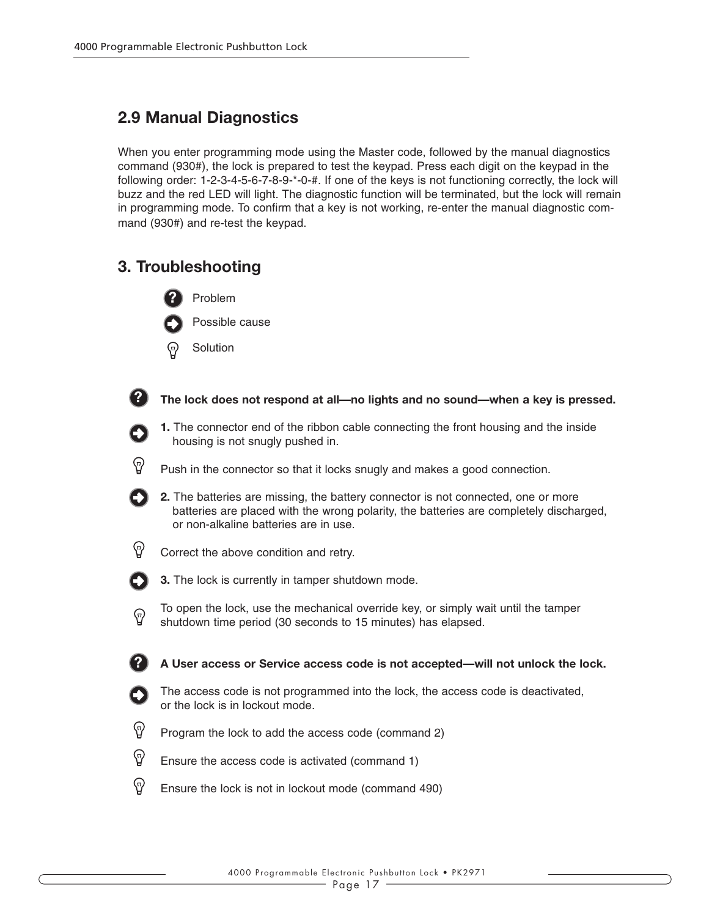## 2.9 Manual Diagnostics

When you enter programming mode using the Master code, followed by the manual diagnostics command (930#), the lock is prepared to test the keypad. Press each digit on the keypad in the following order: 1-2-3-4-5-6-7-8-9-*-0-#. If one of the keys is not functioning correctly, the lock will buzz and the red LED will light. The diagnostic function will be terminated, but the lock will remain in programming mode. To confirm that a key is not working, re-enter the manual diagnostic command (930#) and re-test the keypad.

## 3. Troubleshooting

- Problem
- Possible cause
- Solution

**The lock does not respond at all—no lights and no sound—when a key is pressed.**

**1.** The connector end of the ribbon cable connecting the front housing and the inside housing is not snugly pushed in.

Push in the connector so that it locks snugly and makes a good connection.

**2.** The batteries are missing, the battery connector is not connected, one or more batteries are placed with the wrong polarity, the batteries are completely discharged, or non-alkaline batteries are in use.

Correct the above condition and retry.

**3.** The lock is currently in tamper shutdown mode.

To open the lock, use the mechanical override key, or simply wait until the tamper shutdown time period (30 seconds to 15 minutes) has elapsed.

**A User access or Service access code is not accepted—will not unlock the lock.**

The access code is not programmed into the lock, the access code is deactivated, or the lock is in lockout mode.

Program the lock to add the access code (command 2)

Ensure the access code is activated (command 1)

Ensure the lock is not in lockout mode (command 490)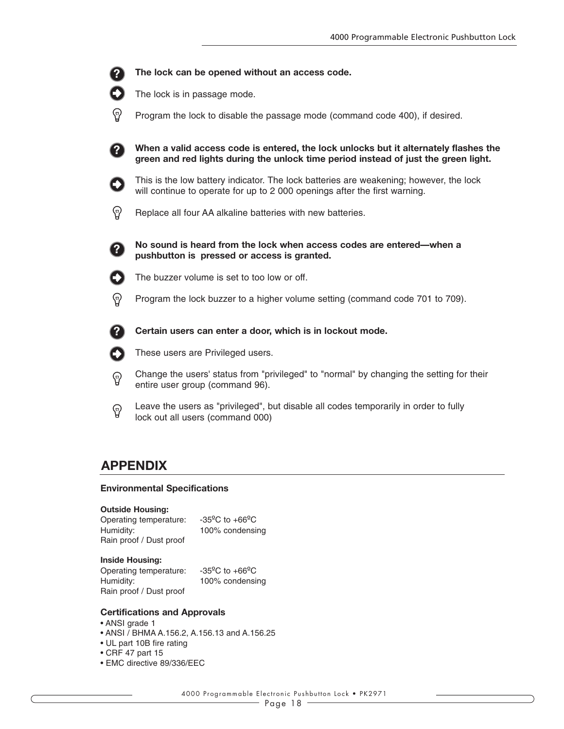**The lock can be opened without an access code.**

The lock is in passage mode.

Program the lock to disable the passage mode (command code 400), if desired.

**When a valid access code is entered, the lock unlocks but it alternately flashes the green and red lights during the unlock time period instead of just the green light.**

This is the low battery indicator. The lock batteries are weakening; however, the lock will continue to operate for up to 2 000 openings after the first warning.

Replace all four AA alkaline batteries with new batteries.

**No sound is heard from the lock when access codes are entered—when a pushbutton is pressed or access is granted.**

The buzzer volume is set to too low or off.

Program the lock buzzer to a higher volume setting (command code 701 to 709).

**Certain users can enter a door, which is in lockout mode.**

These users are Privileged users.

Change the users' status from "privileged" to "normal" by changing the setting for their entire user group (command 96).

Leave the users as "privileged", but disable all codes temporarily in order to fully lock out all users (command 000)

## APPENDIX

### Environmental Specifications

**Outside Housing:**
Operating temperature: -35ºC to +66ºC
Humidity: 100% condensing
Rain proof / Dust proof

**Inside Housing:**
Operating temperature: -35ºC to +66ºC
Humidity: 100% condensing
Rain proof / Dust proof

### Certifications and Approvals

- ANSI grade 1
- ANSI / BHMA A.156.2, A.156.13 and A.156.25
- UL part 10B fire rating
- CRF 47 part 15
- EMC directive 89/336/EEC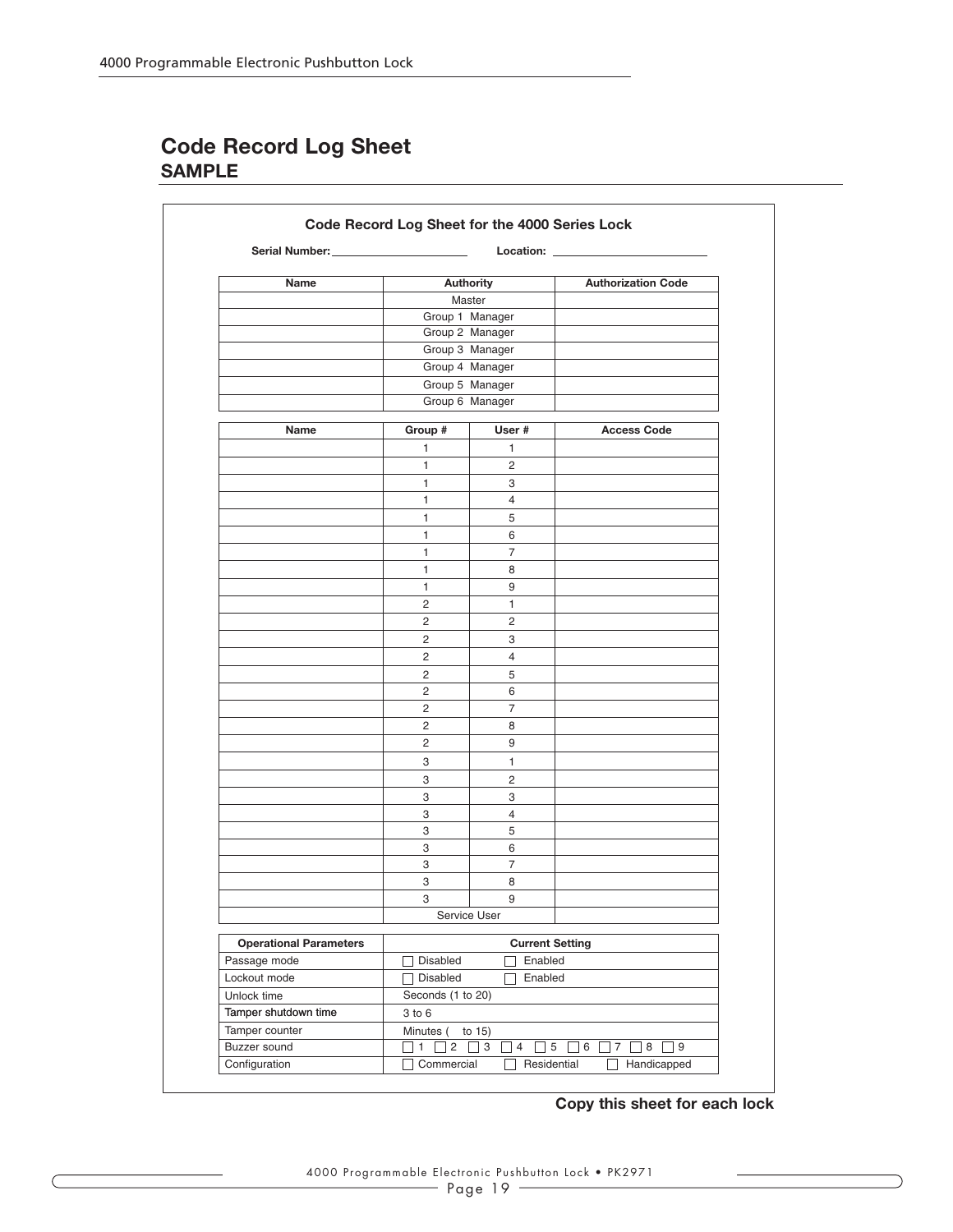# Code Record Log Sheet
## SAMPLE

**Code Record Log Sheet for the 4000 Series Lock**

**Serial Number:** ____________________ **Location:** ____________________

| Name | Authority | Authorization Code |
|---|---|---|
| | Master | |
| | Group 1 Manager | |
| | Group 2 Manager | |
| | Group 3 Manager | |
| | Group 4 Manager | |
| | Group 5 Manager | |
| | Group 6 Manager | |

| Name | Group # | User # | Access Code |
|---|---|---|---|
| | 1 | 1 | |
| | 1 | 2 | |
| | 1 | 3 | |
| | 1 | 4 | |
| | 1 | 5 | |
| | 1 | 6 | |
| | 1 | 7 | |
| | 1 | 8 | |
| | 1 | 9 | |
| | 2 | 1 | |
| | 2 | 2 | |
| | 2 | 3 | |
| | 2 | 4 | |
| | 2 | 5 | |
| | 2 | 6 | |
| | 2 | 7 | |
| | 2 | 8 | |
| | 2 | 9 | |
| | 3 | 1 | |
| | 3 | 2 | |
| | 3 | 3 | |
| | 3 | 4 | |
| | 3 | 5 | |
| | 3 | 6 | |
| | 3 | 7 | |
| | 3 | 8 | |
| | 3 | 9 | |
| | Service User | | |

| Operational Parameters | Current Setting |
|---|---|
| Passage mode | ☐ Disabled ☐ Enabled |
| Lockout mode | ☐ Disabled ☐ Enabled |
| Unlock time | Seconds (1 to 20) |
| Tamper shutdown time | 3 to 6 |
| Tamper counter | Minutes ( to 15) |
| Buzzer sound | ☐ 1 ☐ 2 ☐ 3 ☐ 4 ☐ 5 ☐ 6 ☐ 7 ☐ 8 ☐ 9 |
| Configuration | ☐ Commercial ☐ Residential ☐ Handicapped |

**Copy this sheet for each lock**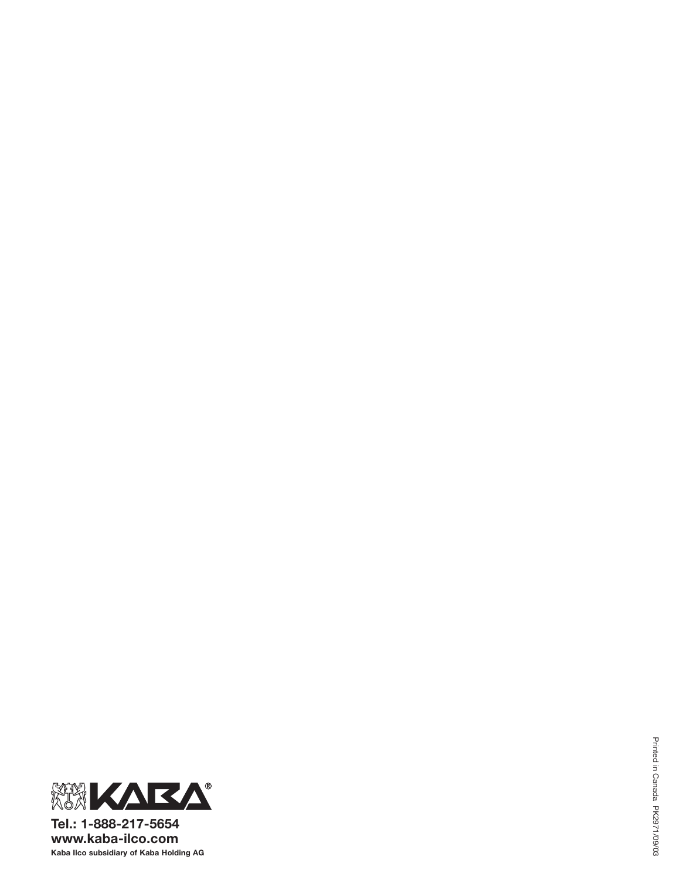KABA®

**Tel.: 1-888-217-5654**
**www.kaba-ilco.com**
**Kaba Ilco subsidiary of Kaba Holding AG**

Printed in Canada PK2971/09/03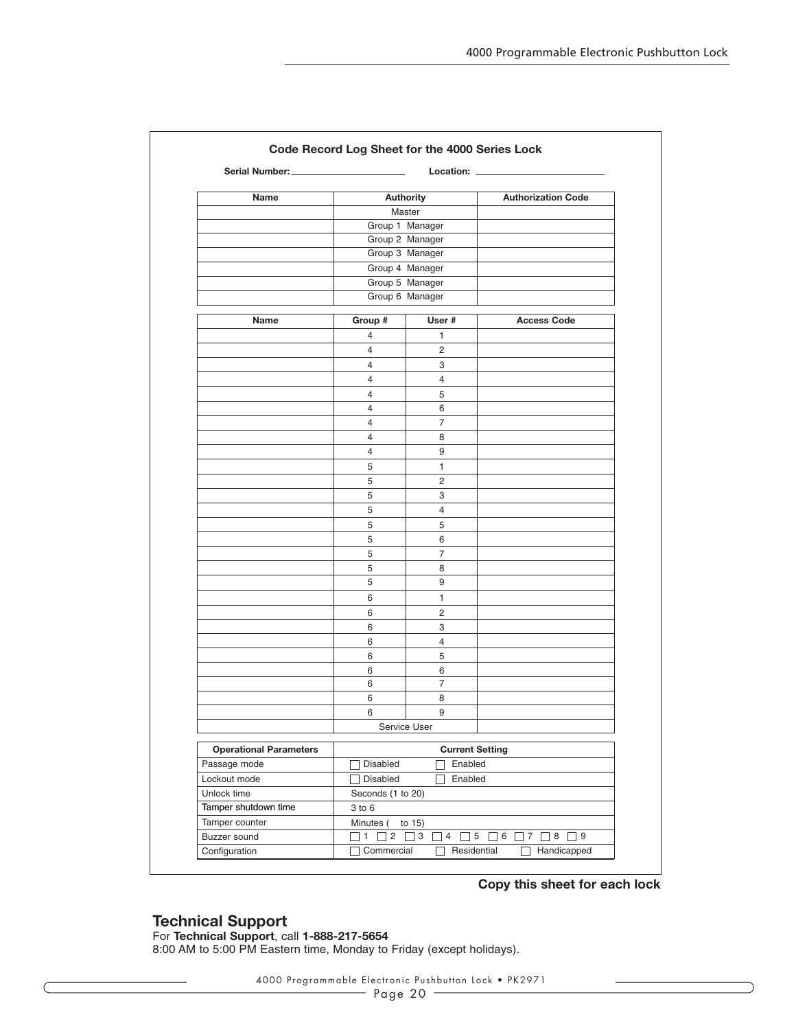## Code Record Log Sheet for the 4000 Series Lock

**Serial Number:** ____________________ **Location:** ____________________

| Name | Authority | Authorization Code |
|---|---|---|
| | Master | |
| | Group 1 Manager | |
| | Group 2 Manager | |
| | Group 3 Manager | |
| | Group 4 Manager | |
| | Group 5 Manager | |
| | Group 6 Manager | |

| Name | Group # | User # | Access Code |
|---|---|---|---|
| | 4 | 1 | |
| | 4 | 2 | |
| | 4 | 3 | |
| | 4 | 4 | |
| | 4 | 5 | |
| | 4 | 6 | |
| | 4 | 7 | |
| | 4 | 8 | |
| | 4 | 9 | |
| | 5 | 1 | |
| | 5 | 2 | |
| | 5 | 3 | |
| | 5 | 4 | |
| | 5 | 5 | |
| | 5 | 6 | |
| | 5 | 7 | |
| | 5 | 8 | |
| | 5 | 9 | |
| | 6 | 1 | |
| | 6 | 2 | |
| | 6 | 3 | |
| | 6 | 4 | |
| | 6 | 5 | |
| | 6 | 6 | |
| | 6 | 7 | |
| | 6 | 8 | |
| | 6 | 9 | |
| | Service User | | |

| Operational Parameters | Current Setting |
|---|---|
| Passage mode | ☐ Disabled ☐ Enabled |
| Lockout mode | ☐ Disabled ☐ Enabled |
| Unlock time | Seconds (1 to 20) |
| Tamper shutdown time | 3 to 6 |
| Tamper counter | Minutes ( to 15) |
| Buzzer sound | ☐ 1 ☐ 2 ☐ 3 ☐ 4 ☐ 5 ☐ 6 ☐ 7 ☐ 8 ☐ 9 |
| Configuration | ☐ Commercial ☐ Residential ☐ Handicapped |

**Copy this sheet for each lock**

## Technical Support

For **Technical Support**, call **1-888-217-5654**
8:00 AM to 5:00 PM Eastern time, Monday to Friday (except holidays).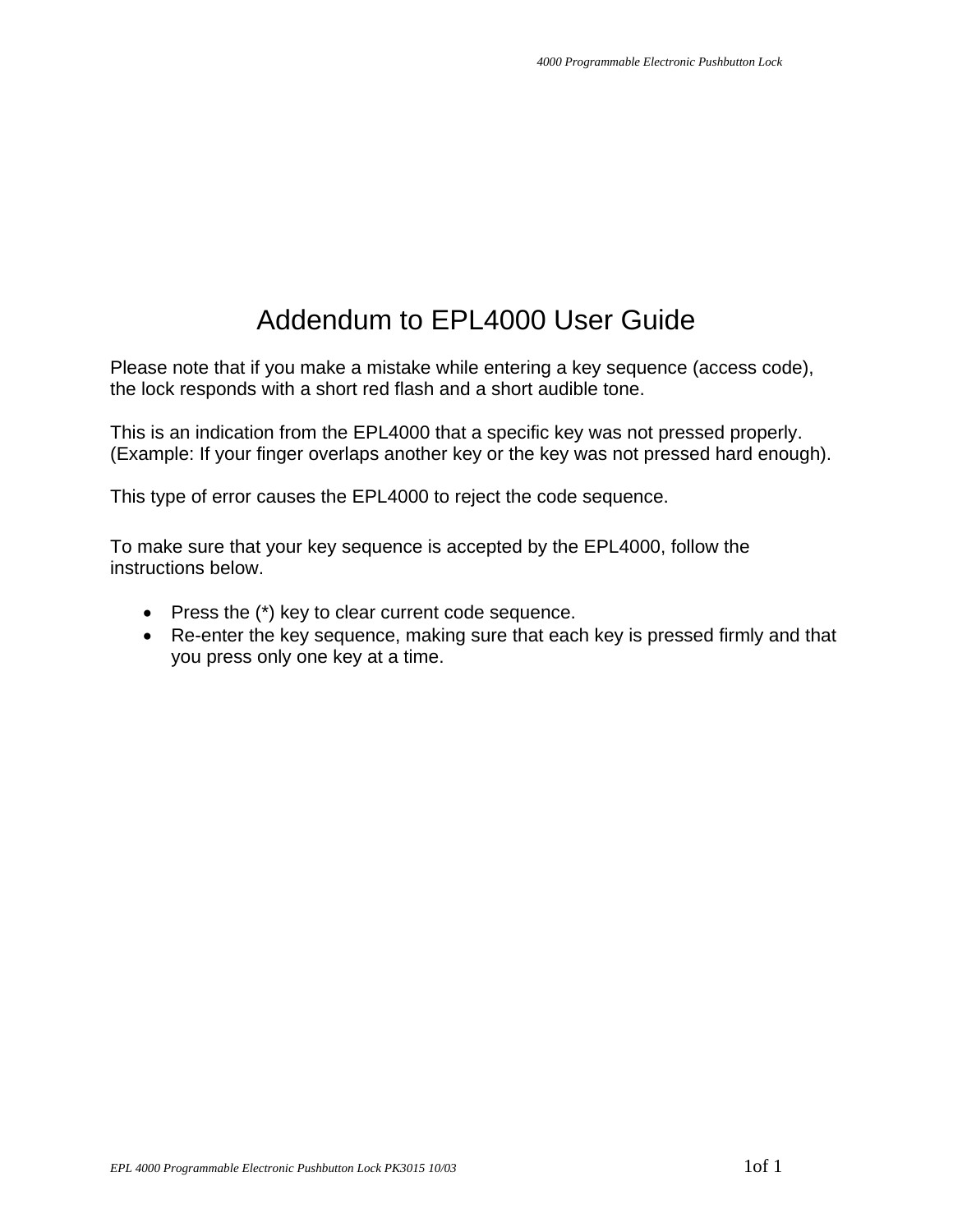# Addendum to EPL4000 User Guide

Please note that if you make a mistake while entering a key sequence (access code), the lock responds with a short red flash and a short audible tone.

This is an indication from the EPL4000 that a specific key was not pressed properly. (Example: If your finger overlaps another key or the key was not pressed hard enough).

This type of error causes the EPL4000 to reject the code sequence.

To make sure that your key sequence is accepted by the EPL4000, follow the instructions below.

- Press the (*) key to clear current code sequence.
- Re-enter the key sequence, making sure that each key is pressed firmly and that you press only one key at a time.